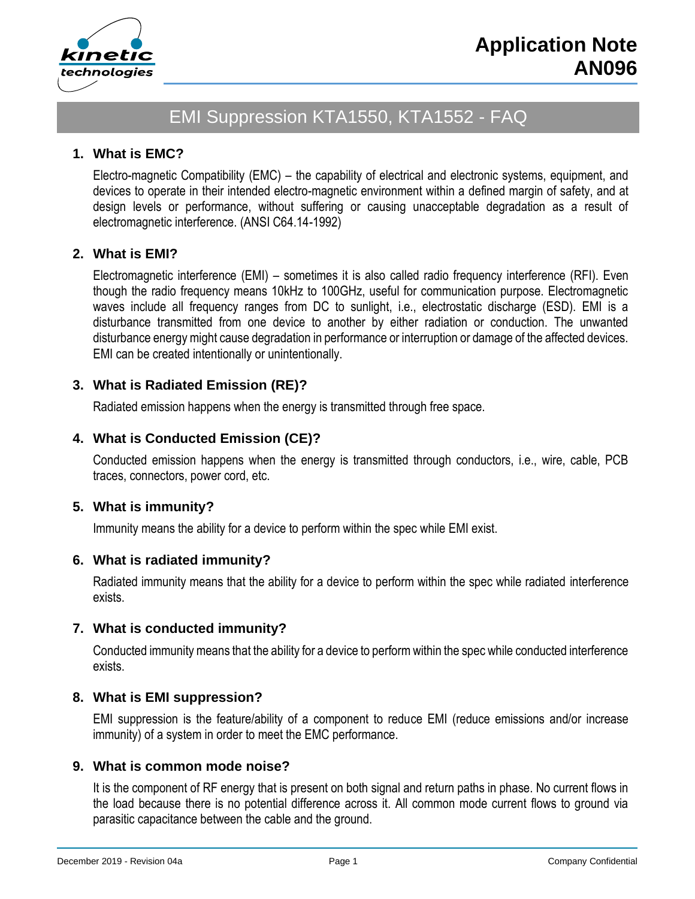# Application Note AN096

## EMI Suppression KTA1550, KTA1552 - FAQ

### 1. What is EMC?

Electro-magnetic Compatibility (EMC) – the capability of electrical and electronic systems, equipment, and devices to operate in their intended electro-magnetic environment within a defined margin of safety, and at design levels or performance, without suffering or causing unacceptable degradation as a result of electromagnetic interference. (ANSI C64.14-1992)

### 2. What is EMI?

Electromagnetic interference (EMI) – sometimes it is also called radio frequency interference (RFI). Even though the radio frequency means 10kHz to 100GHz, useful for communication purpose. Electromagnetic waves include all frequency ranges from DC to sunlight, i.e., electrostatic discharge (ESD). EMI is a disturbance transmitted from one device to another by either radiation or conduction. The unwanted disturbance energy might cause degradation in performance or interruption or damage of the affected devices. EMI can be created intentionally or unintentionally.

### 3. What is Radiated Emission (RE)?

Radiated emission happens when the energy is transmitted through free space.

### 4. What is Conducted Emission (CE)?

Conducted emission happens when the energy is transmitted through conductors, i.e., wire, cable, PCB traces, connectors, power cord, etc.

### 5. What is immunity?

Immunity means the ability for a device to perform within the spec while EMI exist.

### 6. What is radiated immunity?

Radiated immunity means that the ability for a device to perform within the spec while radiated interference exists.

### 7. What is conducted immunity?

Conducted immunity means that the ability for a device to perform within the spec while conducted interference exists.

### 8. What is EMI suppression?

EMI suppression is the feature/ability of a component to reduce EMI (reduce emissions and/or increase immunity) of a system in order to meet the EMC performance.

### 9. What is common mode noise?

It is the component of RF energy that is present on both signal and return paths in phase. No current flows in the load because there is no potential difference across it. All common mode current flows to ground via parasitic capacitance between the cable and the ground.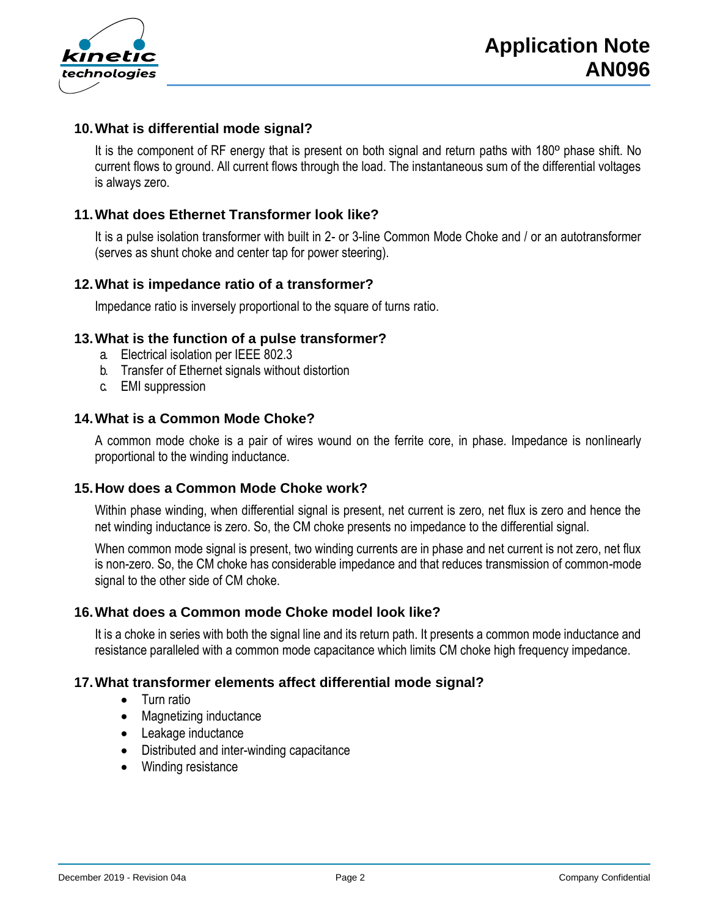## 10. What is differential mode signal?

It is the component of RF energy that is present on both signal and return paths with 180º phase shift. No current flows to ground. All current flows through the load. The instantaneous sum of the differential voltages is always zero.

## 11. What does Ethernet Transformer look like?

It is a pulse isolation transformer with built in 2- or 3-line Common Mode Choke and / or an autotransformer (serves as shunt choke and center tap for power steering).

## 12. What is impedance ratio of a transformer?

Impedance ratio is inversely proportional to the square of turns ratio.

## 13. What is the function of a pulse transformer?

a. Electrical isolation per IEEE 802.3
b. Transfer of Ethernet signals without distortion
c. EMI suppression

## 14. What is a Common Mode Choke?

A common mode choke is a pair of wires wound on the ferrite core, in phase. Impedance is nonlinearly proportional to the winding inductance.

## 15. How does a Common Mode Choke work?

Within phase winding, when differential signal is present, net current is zero, net flux is zero and hence the net winding inductance is zero. So, the CM choke presents no impedance to the differential signal.

When common mode signal is present, two winding currents are in phase and net current is not zero, net flux is non-zero. So, the CM choke has considerable impedance and that reduces transmission of common-mode signal to the other side of CM choke.

## 16. What does a Common mode Choke model look like?

It is a choke in series with both the signal line and its return path. It presents a common mode inductance and resistance paralleled with a common mode capacitance which limits CM choke high frequency impedance.

## 17. What transformer elements affect differential mode signal?

- Turn ratio
- Magnetizing inductance
- Leakage inductance
- Distributed and inter-winding capacitance
- Winding resistance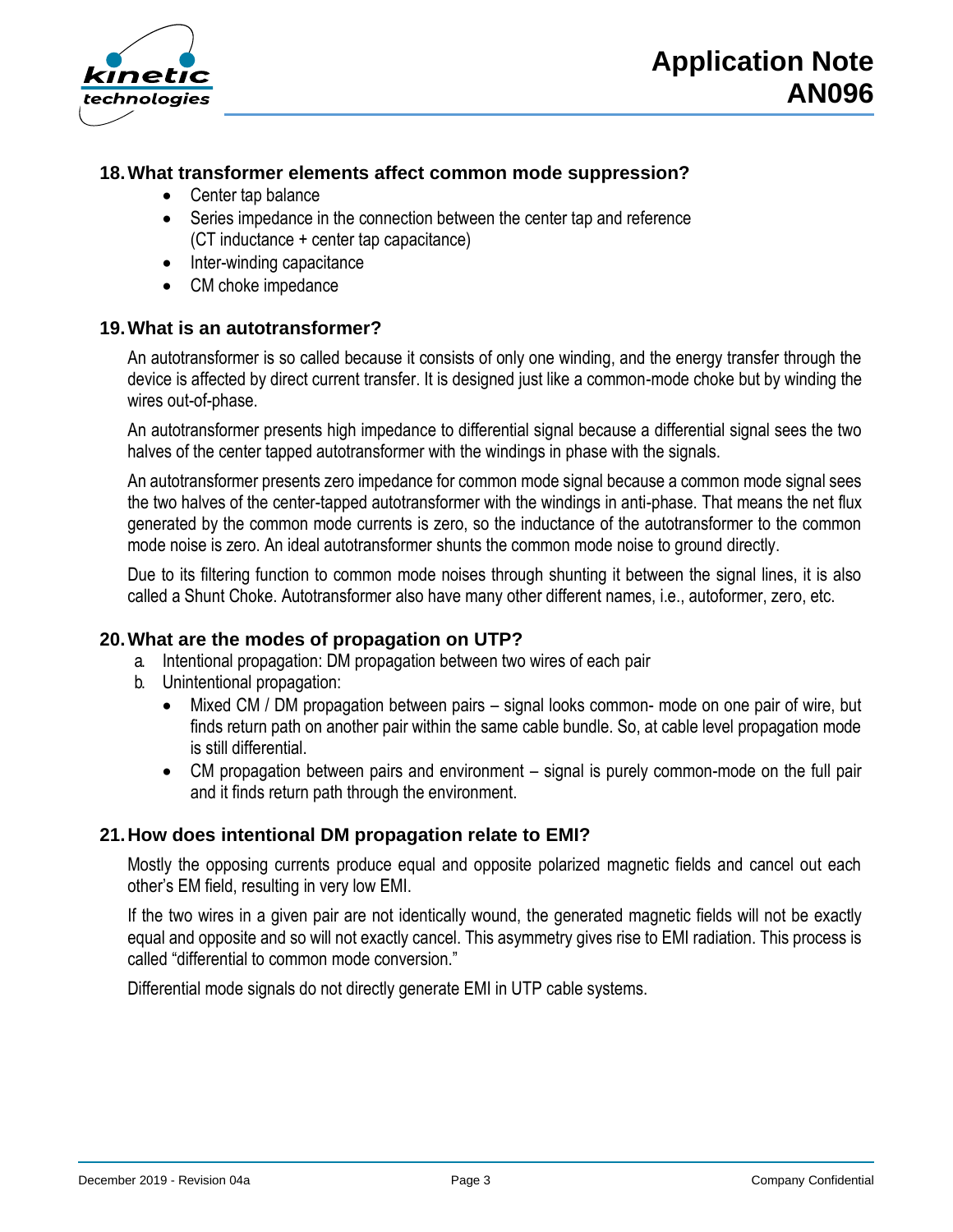## 18. What transformer elements affect common mode suppression?

- Center tap balance
- Series impedance in the connection between the center tap and reference (CT inductance + center tap capacitance)
- Inter-winding capacitance
- CM choke impedance

## 19. What is an autotransformer?

An autotransformer is so called because it consists of only one winding, and the energy transfer through the device is affected by direct current transfer. It is designed just like a common-mode choke but by winding the wires out-of-phase.

An autotransformer presents high impedance to differential signal because a differential signal sees the two halves of the center tapped autotransformer with the windings in phase with the signals.

An autotransformer presents zero impedance for common mode signal because a common mode signal sees the two halves of the center-tapped autotransformer with the windings in anti-phase. That means the net flux generated by the common mode currents is zero, so the inductance of the autotransformer to the common mode noise is zero. An ideal autotransformer shunts the common mode noise to ground directly.

Due to its filtering function to common mode noises through shunting it between the signal lines, it is also called a Shunt Choke. Autotransformer also have many other different names, i.e., autoformer, zero, etc.

## 20. What are the modes of propagation on UTP?

a. Intentional propagation: DM propagation between two wires of each pair
b. Unintentional propagation:
   - Mixed CM / DM propagation between pairs – signal looks common- mode on one pair of wire, but finds return path on another pair within the same cable bundle. So, at cable level propagation mode is still differential.
   - CM propagation between pairs and environment – signal is purely common-mode on the full pair and it finds return path through the environment.

## 21. How does intentional DM propagation relate to EMI?

Mostly the opposing currents produce equal and opposite polarized magnetic fields and cancel out each other's EM field, resulting in very low EMI.

If the two wires in a given pair are not identically wound, the generated magnetic fields will not be exactly equal and opposite and so will not exactly cancel. This asymmetry gives rise to EMI radiation. This process is called "differential to common mode conversion."

Differential mode signals do not directly generate EMI in UTP cable systems.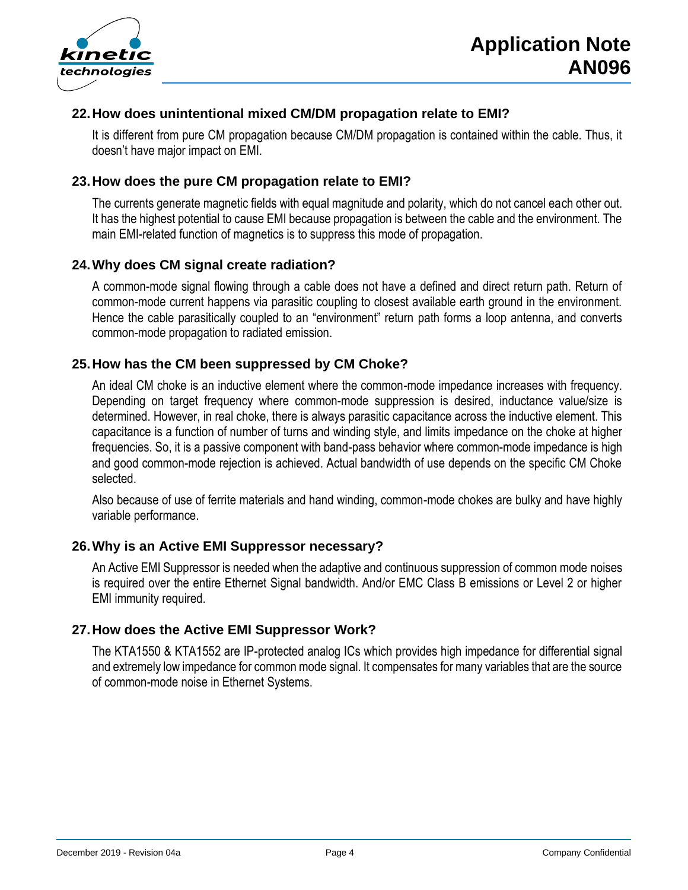## 22. How does unintentional mixed CM/DM propagation relate to EMI?

It is different from pure CM propagation because CM/DM propagation is contained within the cable. Thus, it doesn't have major impact on EMI.

## 23. How does the pure CM propagation relate to EMI?

The currents generate magnetic fields with equal magnitude and polarity, which do not cancel each other out. It has the highest potential to cause EMI because propagation is between the cable and the environment. The main EMI-related function of magnetics is to suppress this mode of propagation.

## 24. Why does CM signal create radiation?

A common-mode signal flowing through a cable does not have a defined and direct return path. Return of common-mode current happens via parasitic coupling to closest available earth ground in the environment. Hence the cable parasitically coupled to an "environment" return path forms a loop antenna, and converts common-mode propagation to radiated emission.

## 25. How has the CM been suppressed by CM Choke?

An ideal CM choke is an inductive element where the common-mode impedance increases with frequency. Depending on target frequency where common-mode suppression is desired, inductance value/size is determined. However, in real choke, there is always parasitic capacitance across the inductive element. This capacitance is a function of number of turns and winding style, and limits impedance on the choke at higher frequencies. So, it is a passive component with band-pass behavior where common-mode impedance is high and good common-mode rejection is achieved. Actual bandwidth of use depends on the specific CM Choke selected.

Also because of use of ferrite materials and hand winding, common-mode chokes are bulky and have highly variable performance.

## 26. Why is an Active EMI Suppressor necessary?

An Active EMI Suppressor is needed when the adaptive and continuous suppression of common mode noises is required over the entire Ethernet Signal bandwidth. And/or EMC Class B emissions or Level 2 or higher EMI immunity required.

## 27. How does the Active EMI Suppressor Work?

The KTA1550 & KTA1552 are IP-protected analog ICs which provides high impedance for differential signal and extremely low impedance for common mode signal. It compensates for many variables that are the source of common-mode noise in Ethernet Systems.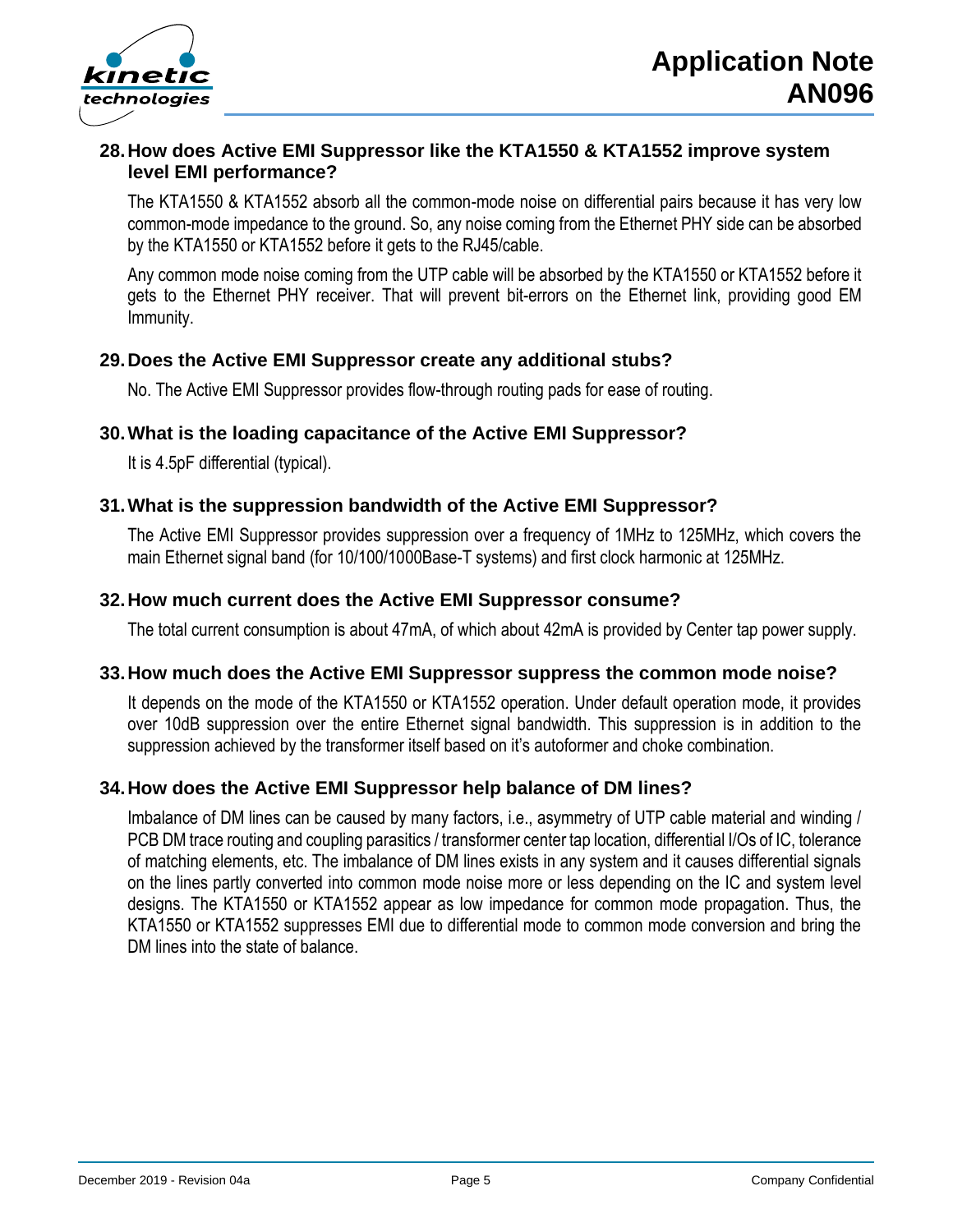### 28. How does Active EMI Suppressor like the KTA1550 & KTA1552 improve system level EMI performance?

The KTA1550 & KTA1552 absorb all the common-mode noise on differential pairs because it has very low common-mode impedance to the ground. So, any noise coming from the Ethernet PHY side can be absorbed by the KTA1550 or KTA1552 before it gets to the RJ45/cable.

Any common mode noise coming from the UTP cable will be absorbed by the KTA1550 or KTA1552 before it gets to the Ethernet PHY receiver. That will prevent bit-errors on the Ethernet link, providing good EM Immunity.

### 29. Does the Active EMI Suppressor create any additional stubs?

No. The Active EMI Suppressor provides flow-through routing pads for ease of routing.

### 30. What is the loading capacitance of the Active EMI Suppressor?

It is 4.5pF differential (typical).

### 31. What is the suppression bandwidth of the Active EMI Suppressor?

The Active EMI Suppressor provides suppression over a frequency of 1MHz to 125MHz, which covers the main Ethernet signal band (for 10/100/1000Base-T systems) and first clock harmonic at 125MHz.

### 32. How much current does the Active EMI Suppressor consume?

The total current consumption is about 47mA, of which about 42mA is provided by Center tap power supply.

### 33. How much does the Active EMI Suppressor suppress the common mode noise?

It depends on the mode of the KTA1550 or KTA1552 operation. Under default operation mode, it provides over 10dB suppression over the entire Ethernet signal bandwidth. This suppression is in addition to the suppression achieved by the transformer itself based on it's autoformer and choke combination.

### 34. How does the Active EMI Suppressor help balance of DM lines?

Imbalance of DM lines can be caused by many factors, i.e., asymmetry of UTP cable material and winding / PCB DM trace routing and coupling parasitics / transformer center tap location, differential I/Os of IC, tolerance of matching elements, etc. The imbalance of DM lines exists in any system and it causes differential signals on the lines partly converted into common mode noise more or less depending on the IC and system level designs. The KTA1550 or KTA1552 appear as low impedance for common mode propagation. Thus, the KTA1550 or KTA1552 suppresses EMI due to differential mode to common mode conversion and bring the DM lines into the state of balance.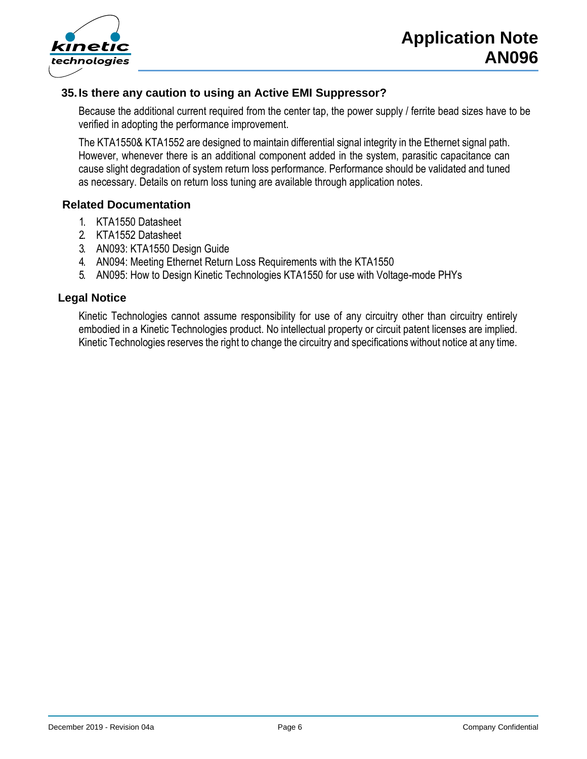### 35. Is there any caution to using an Active EMI Suppressor?

Because the additional current required from the center tap, the power supply / ferrite bead sizes have to be verified in adopting the performance improvement.

The KTA1550& KTA1552 are designed to maintain differential signal integrity in the Ethernet signal path. However, whenever there is an additional component added in the system, parasitic capacitance can cause slight degradation of system return loss performance. Performance should be validated and tuned as necessary. Details on return loss tuning are available through application notes.

## Related Documentation

1. KTA1550 Datasheet
2. KTA1552 Datasheet
3. AN093: KTA1550 Design Guide
4. AN094: Meeting Ethernet Return Loss Requirements with the KTA1550
5. AN095: How to Design Kinetic Technologies KTA1550 for use with Voltage-mode PHYs

## Legal Notice

Kinetic Technologies cannot assume responsibility for use of any circuitry other than circuitry entirely embodied in a Kinetic Technologies product. No intellectual property or circuit patent licenses are implied. Kinetic Technologies reserves the right to change the circuitry and specifications without notice at any time.